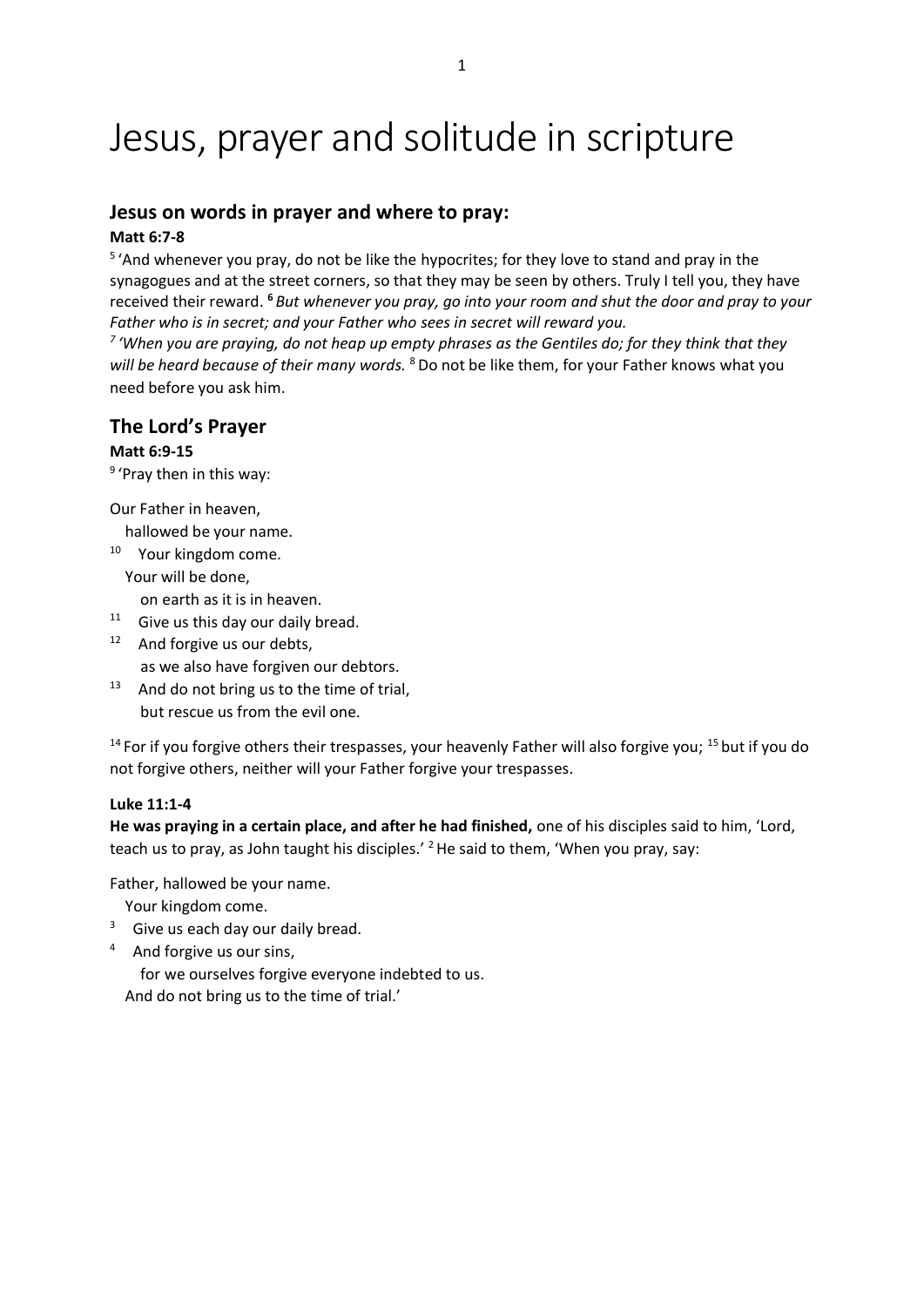# Jesus, prayer and solitude in scripture

## Jesus on words in prayer and where to pray:

**Matt 6:7-8**

[5] 'And whenever you pray, do not be like the hypocrites; for they love to stand and pray in the synagogues and at the street corners, so that they may be seen by others. Truly I tell you, they have received their reward. **[6]** *But whenever you pray, go into your room and shut the door and pray to your Father who is in secret; and your Father who sees in secret will reward you.*

*[7] 'When you are praying, do not heap up empty phrases as the Gentiles do; for they think that they will be heard because of their many words.* [8] Do not be like them, for your Father knows what you need before you ask him.

## The Lord's Prayer

**Matt 6:9-15**

[9] 'Pray then in this way:

Our Father in heaven,
hallowed be your name.
[10] Your kingdom come.
Your will be done,
on earth as it is in heaven.
[11] Give us this day our daily bread.
[12] And forgive us our debts,
as we also have forgiven our debtors.
[13] And do not bring us to the time of trial,
but rescue us from the evil one.

[14] For if you forgive others their trespasses, your heavenly Father will also forgive you; [15] but if you do not forgive others, neither will your Father forgive your trespasses.

**Luke 11:1-4**

**He was praying in a certain place, and after he had finished,** one of his disciples said to him, 'Lord, teach us to pray, as John taught his disciples.' [2] He said to them, 'When you pray, say:

Father, hallowed be your name.
Your kingdom come.
[3] Give us each day our daily bread.
[4] And forgive us our sins,
for we ourselves forgive everyone indebted to us.
And do not bring us to the time of trial.'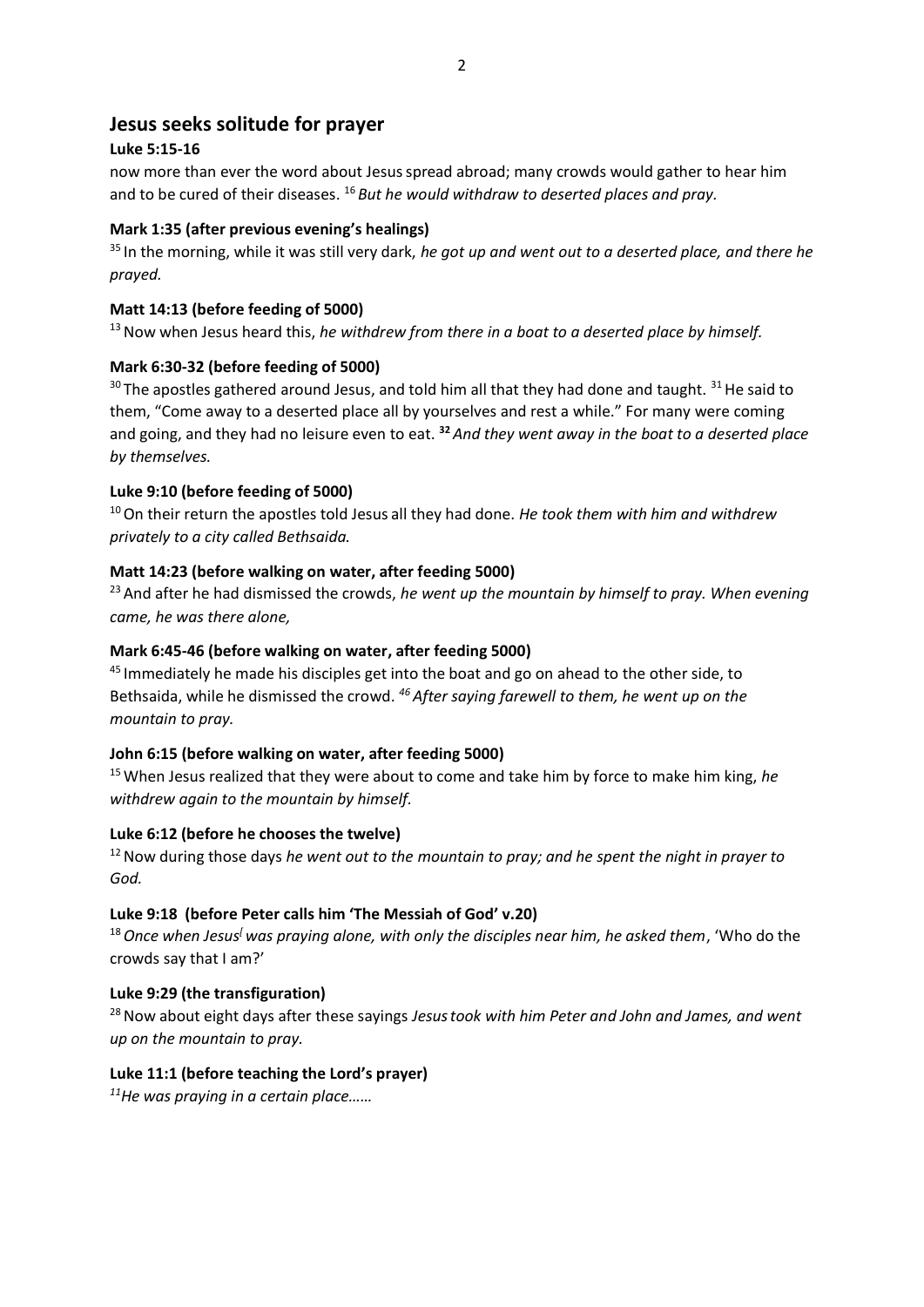## Jesus seeks solitude for prayer

**Luke 5:15-16**

now more than ever the word about Jesus spread abroad; many crowds would gather to hear him and to be cured of their diseases. [16] *But he would withdraw to deserted places and pray.*

**Mark 1:35 (after previous evening's healings)**

[35] In the morning, while it was still very dark, *he got up and went out to a deserted place, and there he prayed.*

**Matt 14:13 (before feeding of 5000)**

[13] Now when Jesus heard this, *he withdrew from there in a boat to a deserted place by himself.*

**Mark 6:30-32 (before feeding of 5000)**

[30] The apostles gathered around Jesus, and told him all that they had done and taught. [31] He said to them, "Come away to a deserted place all by yourselves and rest a while." For many were coming and going, and they had no leisure even to eat. **[32]** *And they went away in the boat to a deserted place by themselves.*

**Luke 9:10 (before feeding of 5000)**

[10] On their return the apostles told Jesus all they had done. *He took them with him and withdrew privately to a city called Bethsaida.*

**Matt 14:23 (before walking on water, after feeding 5000)**

[23] And after he had dismissed the crowds, *he went up the mountain by himself to pray. When evening came, he was there alone,*

**Mark 6:45-46 (before walking on water, after feeding 5000)**

[45] Immediately he made his disciples get into the boat and go on ahead to the other side, to Bethsaida, while he dismissed the crowd. *[46] After saying farewell to them, he went up on the mountain to pray.*

**John 6:15 (before walking on water, after feeding 5000)**

[15] When Jesus realized that they were about to come and take him by force to make him king, *he withdrew again to the mountain by himself.*

**Luke 6:12 (before he chooses the twelve)**

[12] Now during those days *he went out to the mountain to pray; and he spent the night in prayer to God.*

**Luke 9:18 (before Peter calls him 'The Messiah of God' v.20)**

[18] *Once when Jesus[l] was praying alone, with only the disciples near him, he asked them*, 'Who do the crowds say that I am?'

**Luke 9:29 (the transfiguration)**

[28] Now about eight days after these sayings *Jesus took with him Peter and John and James, and went up on the mountain to pray.*

**Luke 11:1 (before teaching the Lord's prayer)**

*[11]He was praying in a certain place……*